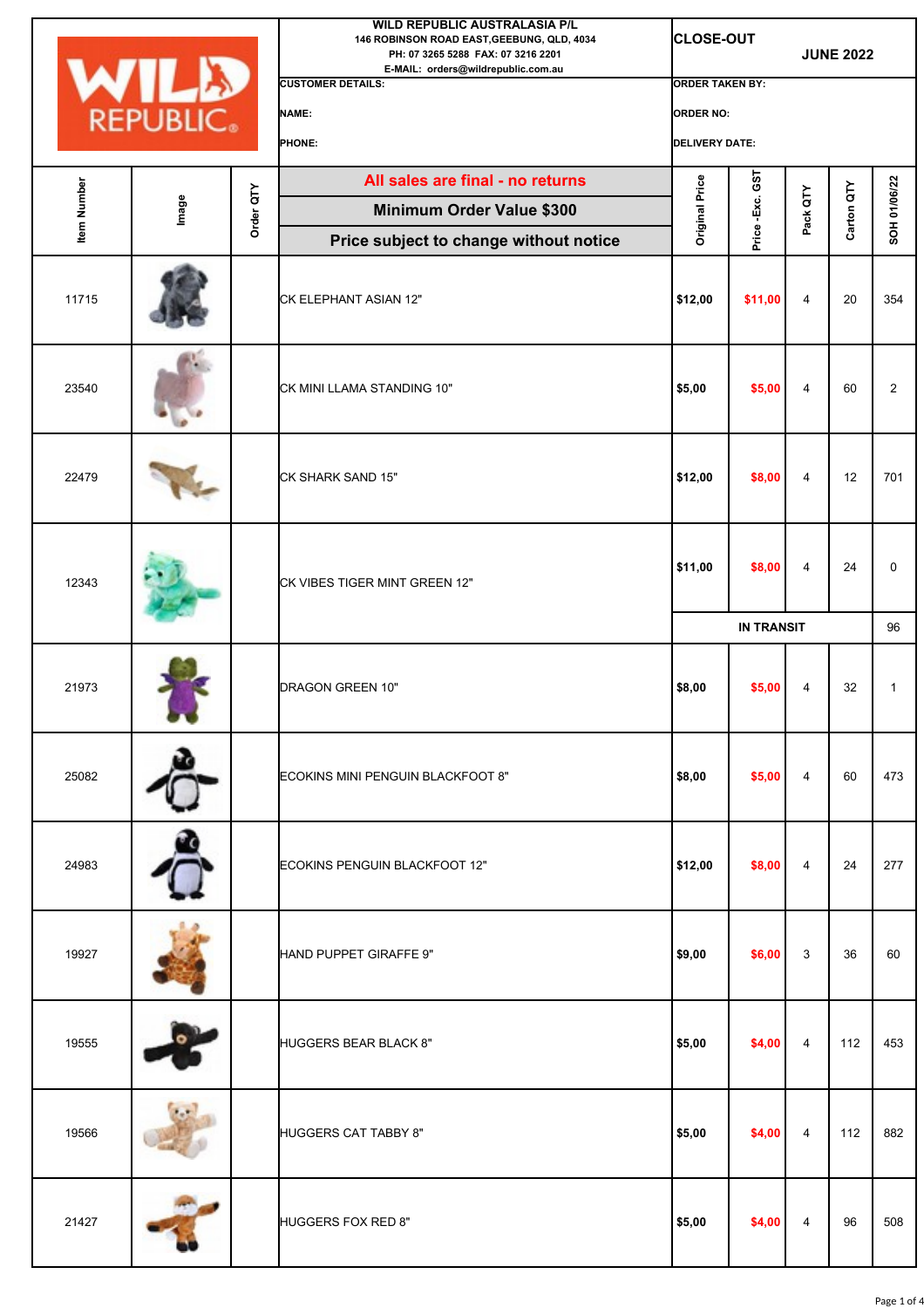**WILD REPUBLIC AUSTRALASIA P/L**
146 ROBINSON ROAD EAST,GEEBUNG, QLD, 4034
PH: 07 3265 5288 FAX: 07 3216 2201
E-MAIL: orders@wildrepublic.com.au

**CLOSE-OUT** **JUNE 2022**

**CUSTOMER DETAILS:**

**NAME:**

**PHONE:**

**ORDER TAKEN BY:**

**ORDER NO:**

**DELIVERY DATE:**

**All sales are final - no returns**

**Minimum Order Value $300**

**Price subject to change without notice**

| Item Number | Image | Order QTY | Description | Original Price | Price -Exc. GST | Pack QTY | Carton QTY | SOH 01/06/22 |
|---|---|---|---|---|---|---|---|---|
| 11715 | | | CK ELEPHANT ASIAN 12" | $12,00 | $11,00 | 4 | 20 | 354 |
| 23540 | | | CK MINI LLAMA STANDING 10" | $5,00 | $5,00 | 4 | 60 | 2 |
| 22479 | | | CK SHARK SAND 15" | $12,00 | $8,00 | 4 | 12 | 701 |
| 12343 | | | CK VIBES TIGER MINT GREEN 12" | $11,00 | $8,00 | 4 | 24 | 0 |
| | | | | IN TRANSIT | | | | 96 |
| 21973 | | | DRAGON GREEN 10" | $8,00 | $5,00 | 4 | 32 | 1 |
| 25082 | | | ECOKINS MINI PENGUIN BLACKFOOT 8" | $8,00 | $5,00 | 4 | 60 | 473 |
| 24983 | | | ECOKINS PENGUIN BLACKFOOT 12" | $12,00 | $8,00 | 4 | 24 | 277 |
| 19927 | | | HAND PUPPET GIRAFFE 9" | $9,00 | $6,00 | 3 | 36 | 60 |
| 19555 | | | HUGGERS BEAR BLACK 8" | $5,00 | $4,00 | 4 | 112 | 453 |
| 19566 | | | HUGGERS CAT TABBY 8" | $5,00 | $4,00 | 4 | 112 | 882 |
| 21427 | | | HUGGERS FOX RED 8" | $5,00 | $4,00 | 4 | 96 | 508 |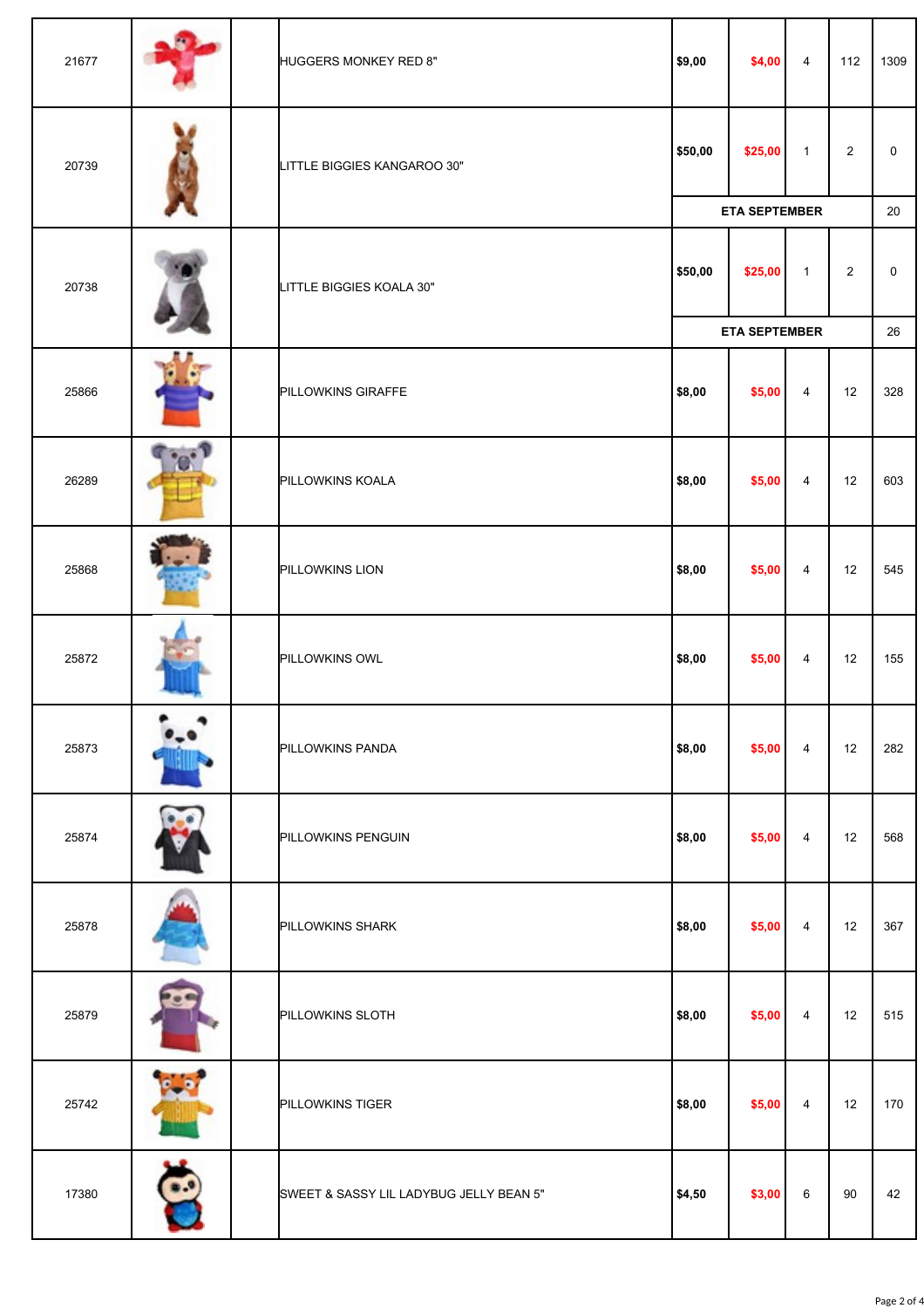| | | | | | | | | |
|---|---|---|---|---|---|---|---|---|
| 21677 | | | HUGGERS MONKEY RED 8" | $9,00 | $4,00 | 4 | 112 | 1309 |
| 20739 | | | LITTLE BIGGIES KANGAROO 30" | $50,00 | $25,00 | 1 | 2 | 0 |
| | | | | ETA SEPTEMBER | | | | 20 |
| 20738 | | | LITTLE BIGGIES KOALA 30" | $50,00 | $25,00 | 1 | 2 | 0 |
| | | | | ETA SEPTEMBER | | | | 26 |
| 25866 | | | PILLOWKINS GIRAFFE | $8,00 | $5,00 | 4 | 12 | 328 |
| 26289 | | | PILLOWKINS KOALA | $8,00 | $5,00 | 4 | 12 | 603 |
| 25868 | | | PILLOWKINS LION | $8,00 | $5,00 | 4 | 12 | 545 |
| 25872 | | | PILLOWKINS OWL | $8,00 | $5,00 | 4 | 12 | 155 |
| 25873 | | | PILLOWKINS PANDA | $8,00 | $5,00 | 4 | 12 | 282 |
| 25874 | | | PILLOWKINS PENGUIN | $8,00 | $5,00 | 4 | 12 | 568 |
| 25878 | | | PILLOWKINS SHARK | $8,00 | $5,00 | 4 | 12 | 367 |
| 25879 | | | PILLOWKINS SLOTH | $8,00 | $5,00 | 4 | 12 | 515 |
| 25742 | | | PILLOWKINS TIGER | $8,00 | $5,00 | 4 | 12 | 170 |
| 17380 | | | SWEET & SASSY LIL LADYBUG JELLY BEAN 5" | $4,50 | $3,00 | 6 | 90 | 42 |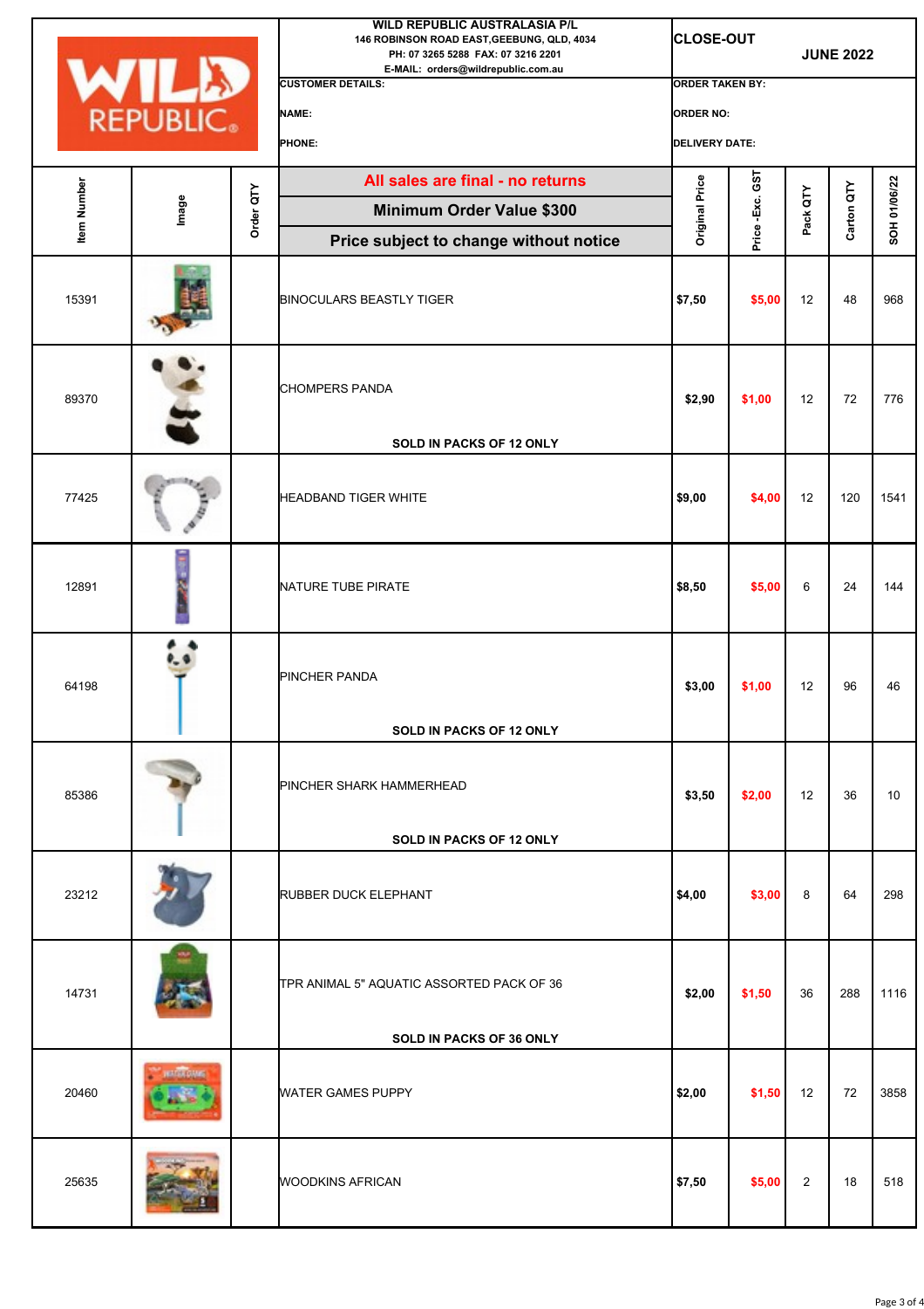| WILD REPUBLIC | WILD REPUBLIC AUSTRALASIA P/L<br>146 ROBINSON ROAD EAST,GEEBUNG, QLD, 4034<br>PH: 07 3265 5288 FAX: 07 3216 2201<br>E-MAIL: orders@wildrepublic.com.au | CLOSE-OUT JUNE 2022 |
|---|---|---|
| | CUSTOMER DETAILS: | ORDER TAKEN BY: |
| | NAME: | ORDER NO: |
| | PHONE: | DELIVERY DATE: |

**All sales are final - no returns**

**Minimum Order Value $300**

**Price subject to change without notice**

| Item Number | Image | Order QTY | Description | Original Price | Price -Exc. GST | Pack QTY | Carton QTY | SOH 01/06/22 |
|---|---|---|---|---|---|---|---|---|
| 15391 | | | BINOCULARS BEASTLY TIGER | $7,50 | $5,00 | 12 | 48 | 968 |
| 89370 | | | CHOMPERS PANDA<br>SOLD IN PACKS OF 12 ONLY | $2,90 | $1,00 | 12 | 72 | 776 |
| 77425 | | | HEADBAND TIGER WHITE | $9,00 | $4,00 | 12 | 120 | 1541 |
| 12891 | | | NATURE TUBE PIRATE | $8,50 | $5,00 | 6 | 24 | 144 |
| 64198 | | | PINCHER PANDA<br>SOLD IN PACKS OF 12 ONLY | $3,00 | $1,00 | 12 | 96 | 46 |
| 85386 | | | PINCHER SHARK HAMMERHEAD<br>SOLD IN PACKS OF 12 ONLY | $3,50 | $2,00 | 12 | 36 | 10 |
| 23212 | | | RUBBER DUCK ELEPHANT | $4,00 | $3,00 | 8 | 64 | 298 |
| 14731 | | | TPR ANIMAL 5" AQUATIC ASSORTED PACK OF 36<br>SOLD IN PACKS OF 36 ONLY | $2,00 | $1,50 | 36 | 288 | 1116 |
| 20460 | | | WATER GAMES PUPPY | $2,00 | $1,50 | 12 | 72 | 3858 |
| 25635 | | | WOODKINS AFRICAN | $7,50 | $5,00 | 2 | 18 | 518 |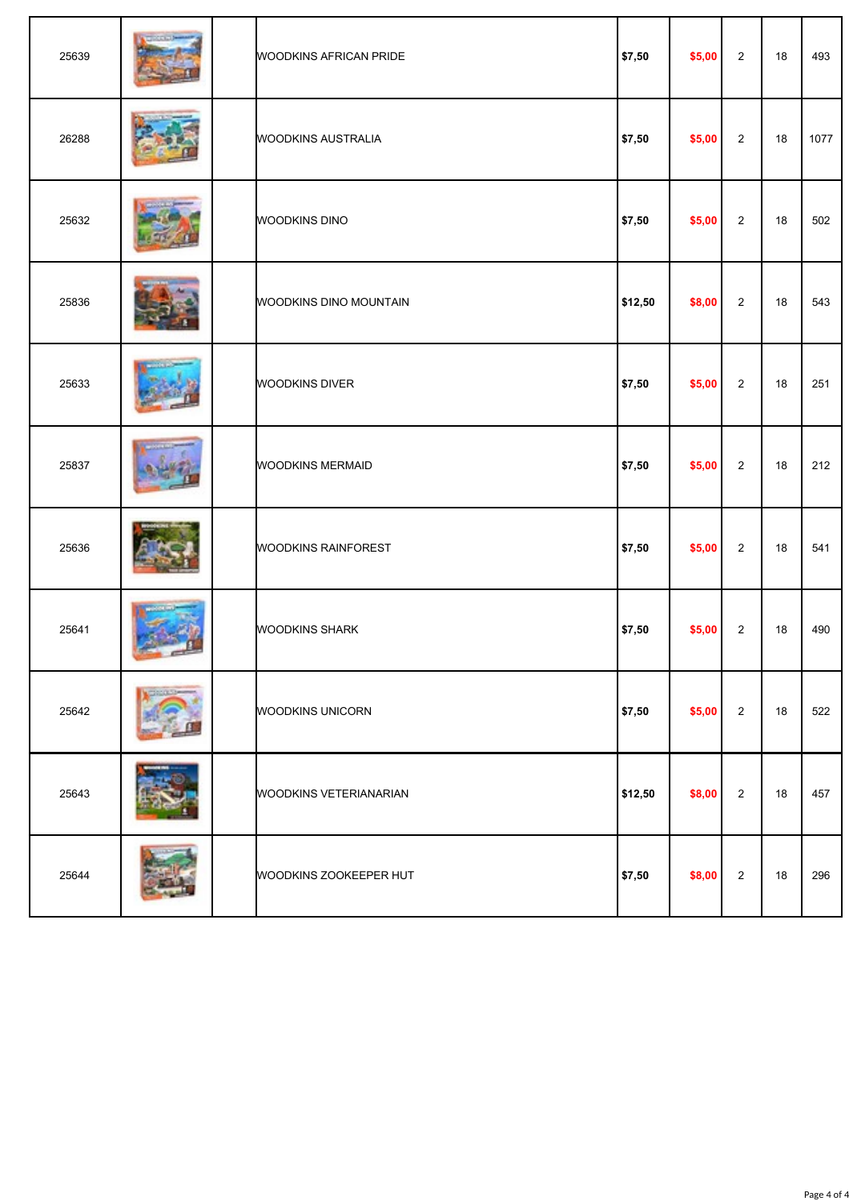| | | | | | | | | |
|---|---|---|---|---|---|---|---|---|
| 25639 | | | WOODKINS AFRICAN PRIDE | $7,50 | $5,00 | 2 | 18 | 493 |
| 26288 | | | WOODKINS AUSTRALIA | $7,50 | $5,00 | 2 | 18 | 1077 |
| 25632 | | | WOODKINS DINO | $7,50 | $5,00 | 2 | 18 | 502 |
| 25836 | | | WOODKINS DINO MOUNTAIN | $12,50 | $8,00 | 2 | 18 | 543 |
| 25633 | | | WOODKINS DIVER | $7,50 | $5,00 | 2 | 18 | 251 |
| 25837 | | | WOODKINS MERMAID | $7,50 | $5,00 | 2 | 18 | 212 |
| 25636 | | | WOODKINS RAINFOREST | $7,50 | $5,00 | 2 | 18 | 541 |
| 25641 | | | WOODKINS SHARK | $7,50 | $5,00 | 2 | 18 | 490 |
| 25642 | | | WOODKINS UNICORN | $7,50 | $5,00 | 2 | 18 | 522 |
| 25643 | | | WOODKINS VETERIANARIAN | $12,50 | $8,00 | 2 | 18 | 457 |
| 25644 | | | WOODKINS ZOOKEEPER HUT | $7,50 | $8,00 | 2 | 18 | 296 |